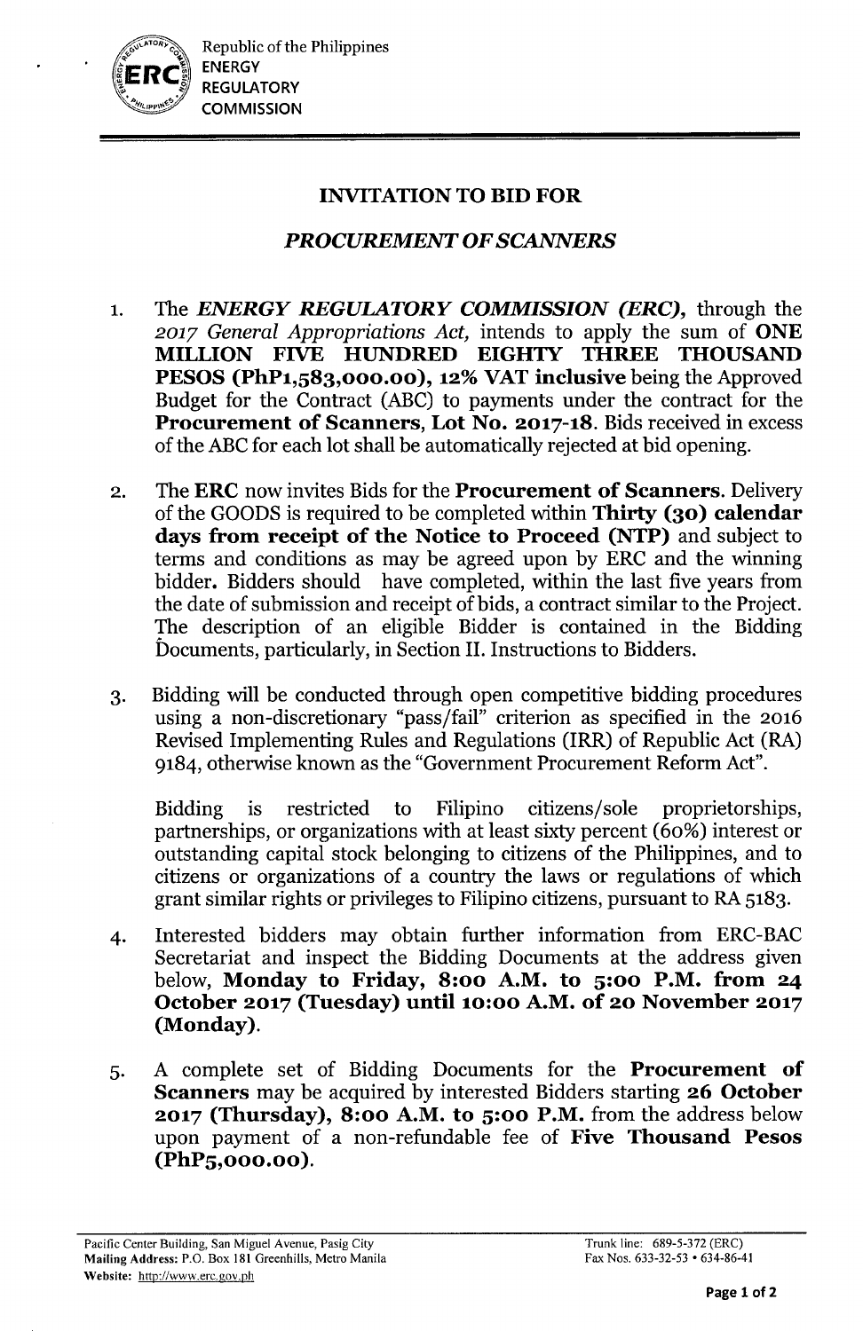Republic of the Philippines
ENERGY
REGULATORY
COMMISSION

# INVITATION TO BID FOR

## *PROCUREMENT OF SCANNERS*

1. The ***ENERGY REGULATORY COMMISSION (ERC),*** through the *2017 General Appropriations Act,* intends to apply the sum of **ONE MILLION FIVE HUNDRED EIGHTY THREE THOUSAND PESOS (PhP1,583,000.00), 12% VAT inclusive** being the Approved Budget for the Contract (ABC) to payments under the contract for the **Procurement of Scanners, Lot No. 2017-18.** Bids received in excess of the ABC for each lot shall be automatically rejected at bid opening.

2. The **ERC** now invites Bids for the **Procurement of Scanners.** Delivery of the GOODS is required to be completed within **Thirty (30) calendar days from receipt of the Notice to Proceed (NTP)** and subject to terms and conditions as may be agreed upon by ERC and the winning bidder. Bidders should have completed, within the last five years from the date of submission and receipt of bids, a contract similar to the Project. The description of an eligible Bidder is contained in the Bidding Documents, particularly, in Section II. Instructions to Bidders.

3. Bidding will be conducted through open competitive bidding procedures using a non-discretionary "pass/fail" criterion as specified in the 2016 Revised Implementing Rules and Regulations (IRR) of Republic Act (RA) 9184, otherwise known as the "Government Procurement Reform Act".

   Bidding is restricted to Filipino citizens/sole proprietorships, partnerships, or organizations with at least sixty percent (60%) interest or outstanding capital stock belonging to citizens of the Philippines, and to citizens or organizations of a country the laws or regulations of which grant similar rights or privileges to Filipino citizens, pursuant to RA 5183.

4. Interested bidders may obtain further information from ERC-BAC Secretariat and inspect the Bidding Documents at the address given below, **Monday to Friday, 8:00 A.M. to 5:00 P.M. from 24 October 2017 (Tuesday) until 10:00 A.M. of 20 November 2017 (Monday).**

5. A complete set of Bidding Documents for the **Procurement of Scanners** may be acquired by interested Bidders starting **26 October 2017 (Thursday), 8:00 A.M. to 5:00 P.M.** from the address below upon payment of a non-refundable fee of **Five Thousand Pesos (PhP5,000.00).**

Pacific Center Building, San Miguel Avenue, Pasig City
**Mailing Address:** P.O. Box 181 Greenhills, Metro Manila
**Website:** http://www.erc.gov.ph

Trunk line: 689-5-372 (ERC)
Fax Nos. 633-32-53 • 634-86-41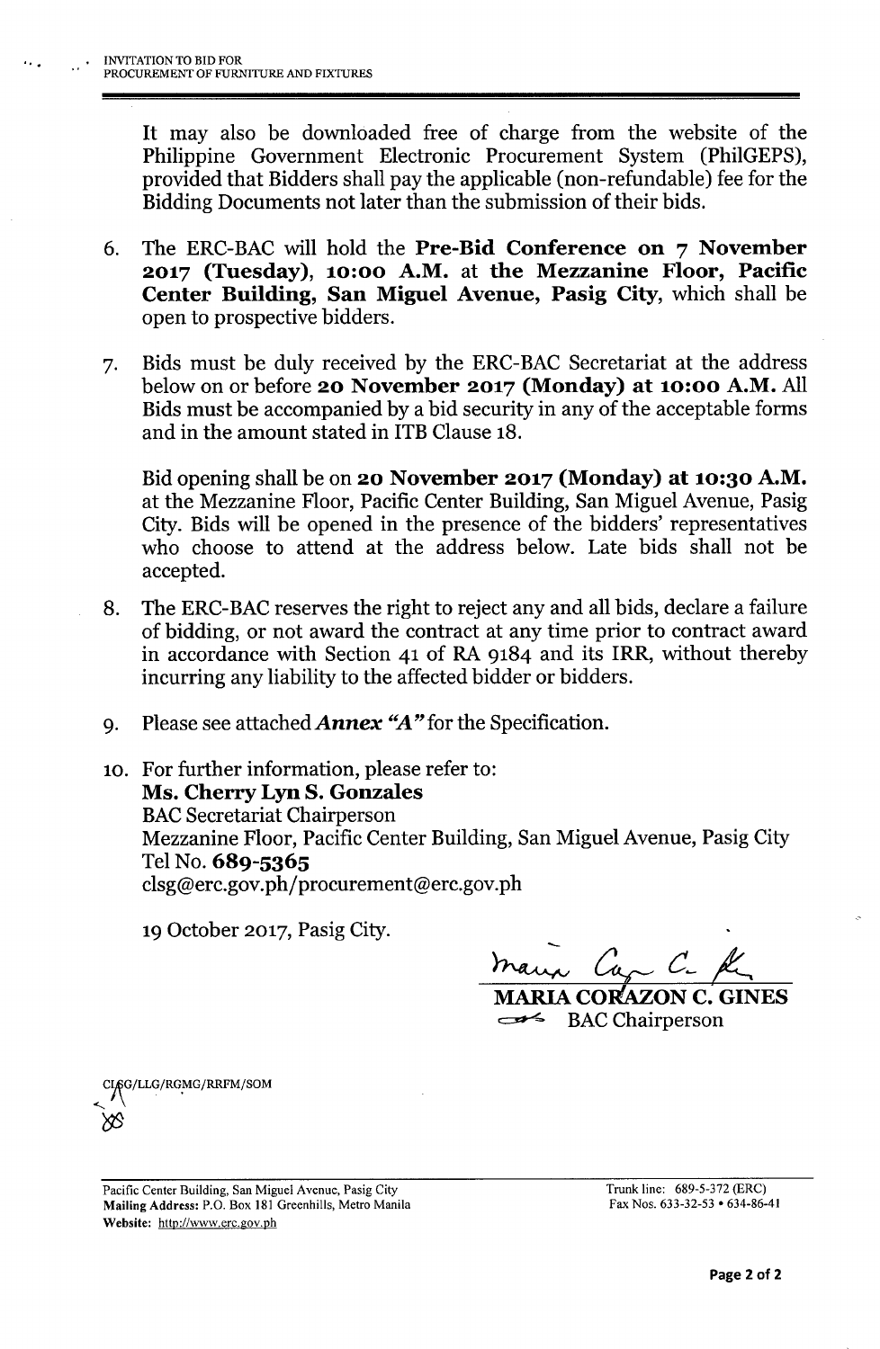It may also be downloaded free of charge from the website of the Philippine Government Electronic Procurement System (PhilGEPS), provided that Bidders shall pay the applicable (non-refundable) fee for the Bidding Documents not later than the submission of their bids.

6. The ERC-BAC will hold the **Pre-Bid Conference on 7 November 2017 (Tuesday), 10:00 A.M.** at **the Mezzanine Floor, Pacific Center Building, San Miguel Avenue, Pasig City,** which shall be open to prospective bidders.

7. Bids must be duly received by the ERC-BAC Secretariat at the address below on or before **20 November 2017 (Monday) at 10:00 A.M.** All Bids must be accompanied by a bid security in any of the acceptable forms and in the amount stated in ITB Clause 18.

   Bid opening shall be on **20 November 2017 (Monday) at 10:30 A.M.** at the Mezzanine Floor, Pacific Center Building, San Miguel Avenue, Pasig City. Bids will be opened in the presence of the bidders' representatives who choose to attend at the address below. Late bids shall not be accepted.

8. The ERC-BAC reserves the right to reject any and all bids, declare a failure of bidding, or not award the contract at any time prior to contract award in accordance with Section 41 of RA 9184 and its IRR, without thereby incurring any liability to the affected bidder or bidders.

9. Please see attached ***Annex "A"*** for the Specification.

10. For further information, please refer to:
    **Ms. Cherry Lyn S. Gonzales**
    BAC Secretariat Chairperson
    Mezzanine Floor, Pacific Center Building, San Miguel Avenue, Pasig City
    Tel No. **689-5365**
    clsg@erc.gov.ph/procurement@erc.gov.ph

    19 October 2017, Pasig City.

**MARIA CORAZON C. GINES**
BAC Chairperson

CLSG/LLG/RGMG/RRFM/SOM

Pacific Center Building, San Miguel Avenue, Pasig City
**Mailing Address:** P.O. Box 181 Greenhills, Metro Manila
**Website:** http://www.erc.gov.ph

Trunk line: 689-5-372 (ERC)
Fax Nos. 633-32-53 • 634-86-41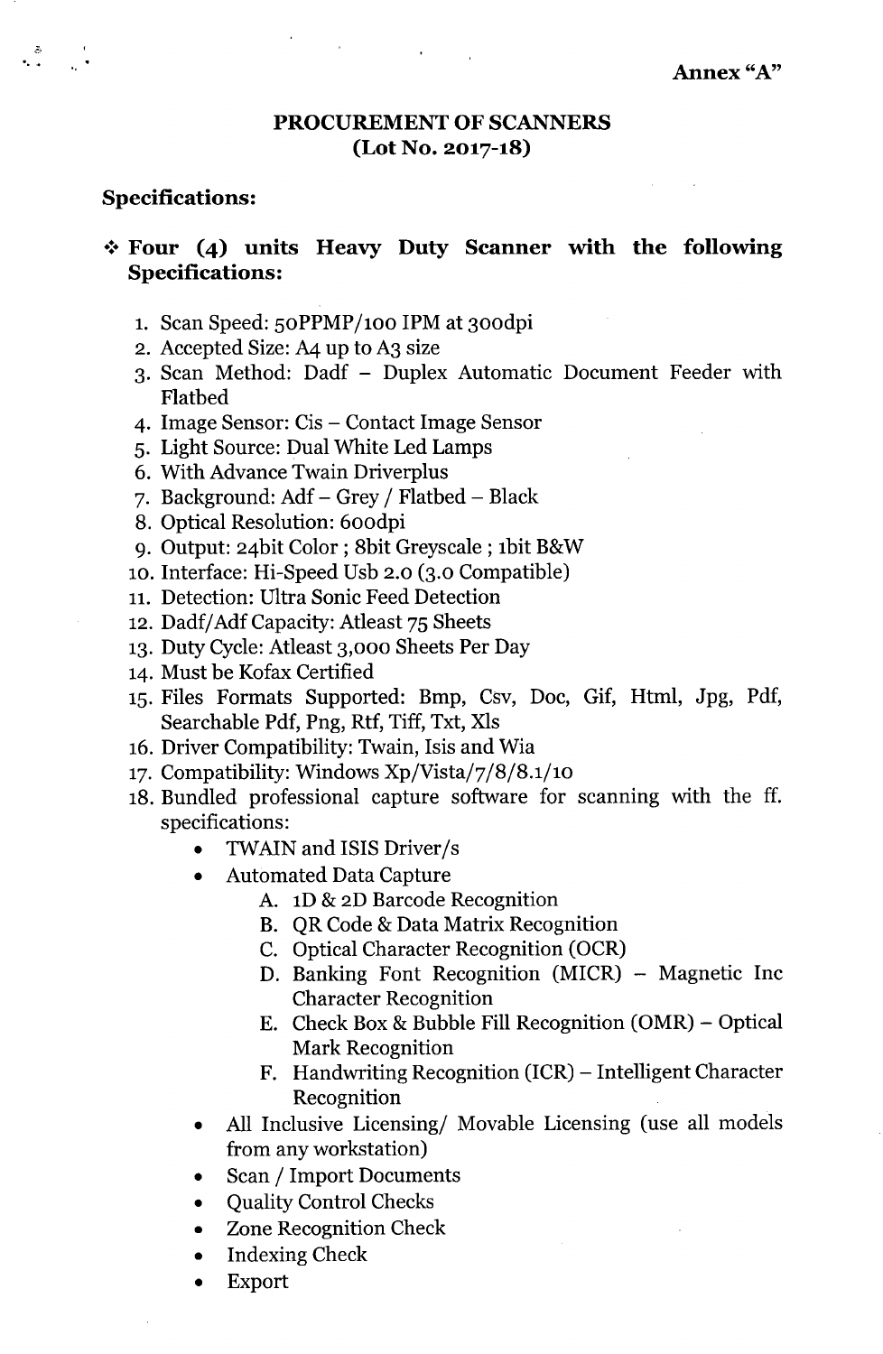**Annex "A"**

# PROCUREMENT OF SCANNERS
## (Lot No. 2017-18)

### Specifications:

❖ **Four (4) units Heavy Duty Scanner with the following Specifications:**

1. Scan Speed: 50PPMP/100 IPM at 300dpi
2. Accepted Size: A4 up to A3 size
3. Scan Method: Dadf – Duplex Automatic Document Feeder with Flatbed
4. Image Sensor: Cis – Contact Image Sensor
5. Light Source: Dual White Led Lamps
6. With Advance Twain Driverplus
7. Background: Adf – Grey / Flatbed – Black
8. Optical Resolution: 600dpi
9. Output: 24bit Color ; 8bit Greyscale ; 1bit B&W
10. Interface: Hi-Speed Usb 2.0 (3.0 Compatible)
11. Detection: Ultra Sonic Feed Detection
12. Dadf/Adf Capacity: Atleast 75 Sheets
13. Duty Cycle: Atleast 3,000 Sheets Per Day
14. Must be Kofax Certified
15. Files Formats Supported: Bmp, Csv, Doc, Gif, Html, Jpg, Pdf, Searchable Pdf, Png, Rtf, Tiff, Txt, Xls
16. Driver Compatibility: Twain, Isis and Wia
17. Compatibility: Windows Xp/Vista/7/8/8.1/10
18. Bundled professional capture software for scanning with the ff. specifications:
    - TWAIN and ISIS Driver/s
    - Automated Data Capture
        - A. 1D & 2D Barcode Recognition
        - B. QR Code & Data Matrix Recognition
        - C. Optical Character Recognition (OCR)
        - D. Banking Font Recognition (MICR) – Magnetic Inc Character Recognition
        - E. Check Box & Bubble Fill Recognition (OMR) – Optical Mark Recognition
        - F. Handwriting Recognition (ICR) – Intelligent Character Recognition
    - All Inclusive Licensing/ Movable Licensing (use all models from any workstation)
    - Scan / Import Documents
    - Quality Control Checks
    - Zone Recognition Check
    - Indexing Check
    - Export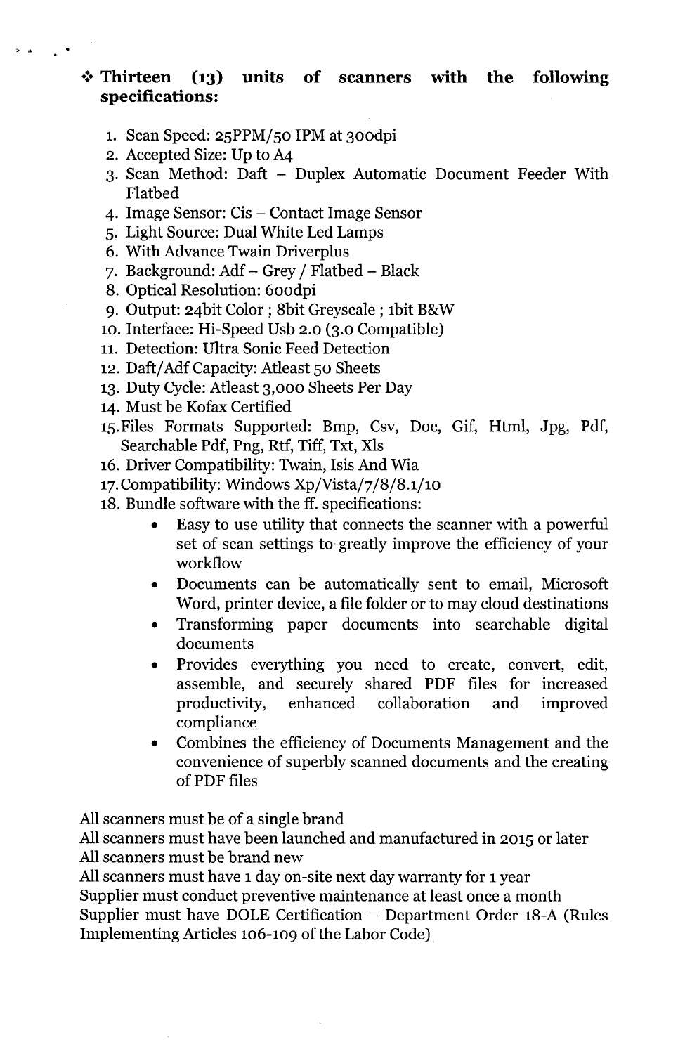- **Thirteen (13) units of scanners with the following specifications:**

1. Scan Speed: 25PPM/50 IPM at 300dpi
2. Accepted Size: Up to A4
3. Scan Method: Daft – Duplex Automatic Document Feeder With Flatbed
4. Image Sensor: Cis – Contact Image Sensor
5. Light Source: Dual White Led Lamps
6. With Advance Twain Driverplus
7. Background: Adf – Grey / Flatbed – Black
8. Optical Resolution: 600dpi
9. Output: 24bit Color ; 8bit Greyscale ; 1bit B&W
10. Interface: Hi-Speed Usb 2.0 (3.0 Compatible)
11. Detection: Ultra Sonic Feed Detection
12. Daft/Adf Capacity: Atleast 50 Sheets
13. Duty Cycle: Atleast 3,000 Sheets Per Day
14. Must be Kofax Certified
15. Files Formats Supported: Bmp, Csv, Doc, Gif, Html, Jpg, Pdf, Searchable Pdf, Png, Rtf, Tiff, Txt, Xls
16. Driver Compatibility: Twain, Isis And Wia
17. Compatibility: Windows Xp/Vista/7/8/8.1/10
18. Bundle software with the ff. specifications:
    - Easy to use utility that connects the scanner with a powerful set of scan settings to greatly improve the efficiency of your workflow
    - Documents can be automatically sent to email, Microsoft Word, printer device, a file folder or to may cloud destinations
    - Transforming paper documents into searchable digital documents
    - Provides everything you need to create, convert, edit, assemble, and securely shared PDF files for increased productivity, enhanced collaboration and improved compliance
    - Combines the efficiency of Documents Management and the convenience of superbly scanned documents and the creating of PDF files

All scanners must be of a single brand
All scanners must have been launched and manufactured in 2015 or later
All scanners must be brand new
All scanners must have 1 day on-site next day warranty for 1 year
Supplier must conduct preventive maintenance at least once a month
Supplier must have DOLE Certification – Department Order 18-A (Rules Implementing Articles 106-109 of the Labor Code)